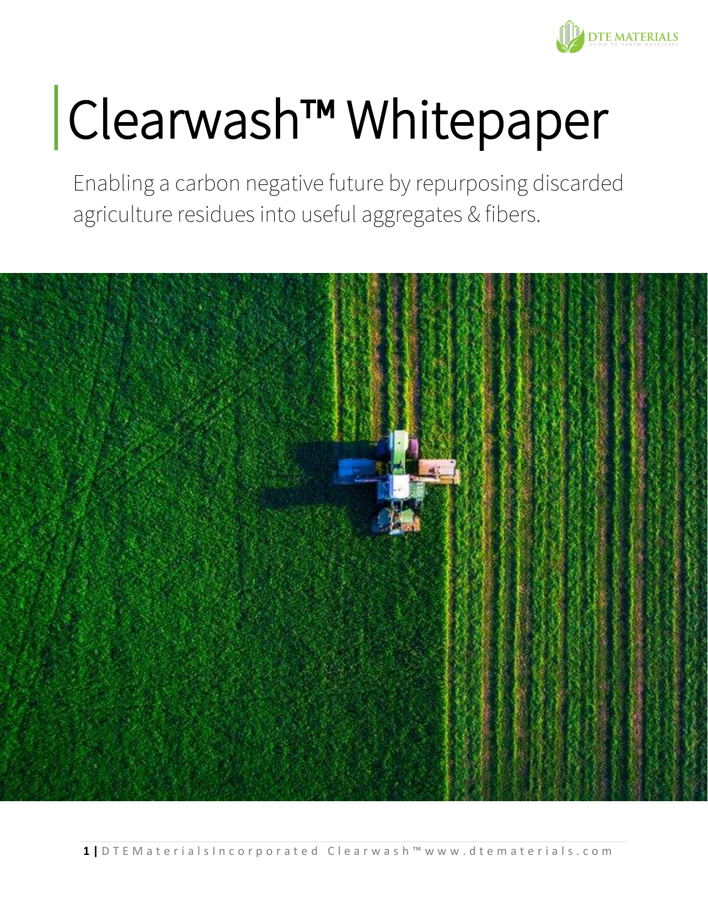# Clearwash™ Whitepaper

Enabling a carbon negative future by repurposing discarded agriculture residues into useful aggregates & fibers.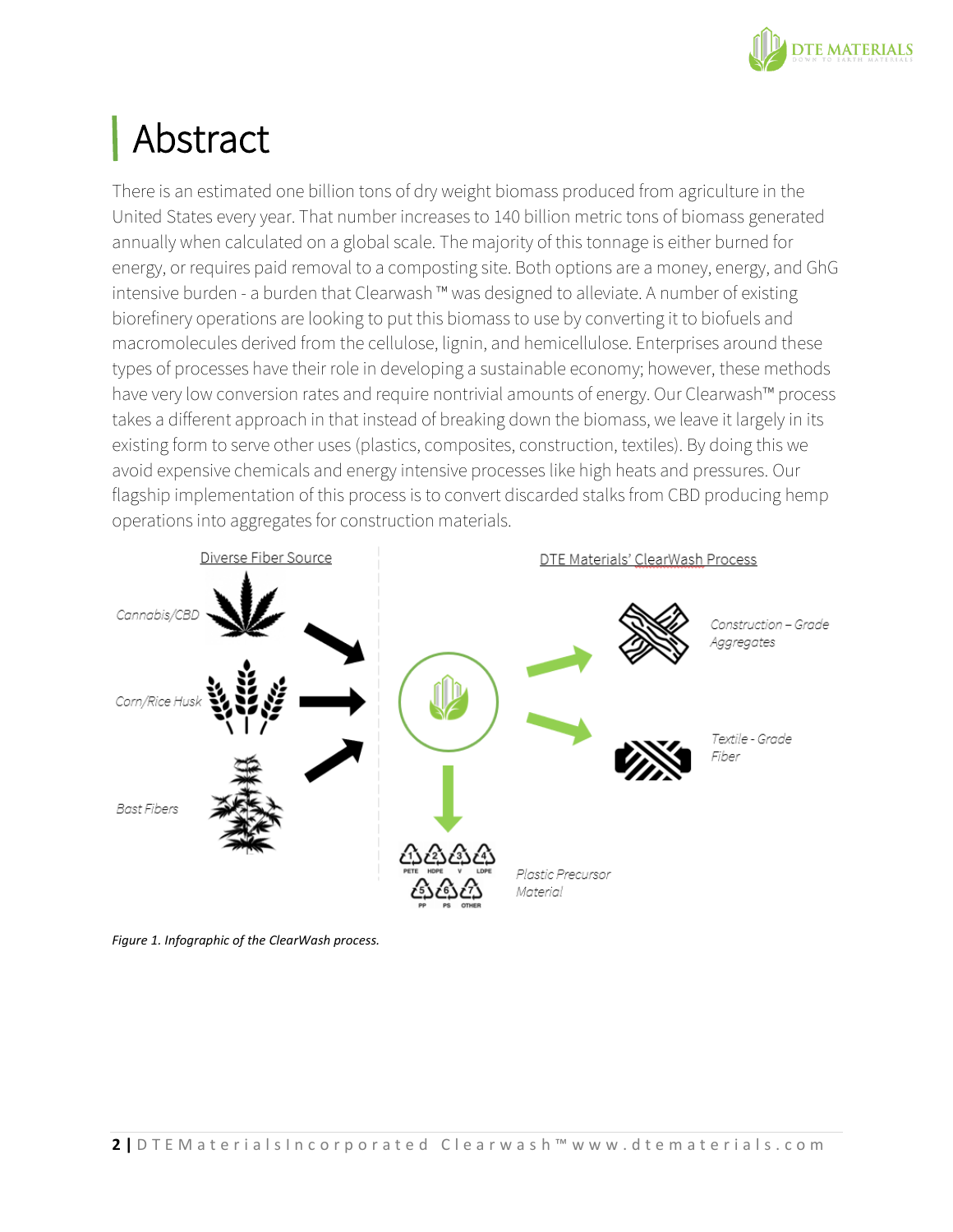# Abstract

There is an estimated one billion tons of dry weight biomass produced from agriculture in the United States every year. That number increases to 140 billion metric tons of biomass generated annually when calculated on a global scale. The majority of this tonnage is either burned for energy, or requires paid removal to a composting site. Both options are a money, energy, and GhG intensive burden - a burden that Clearwash ™ was designed to alleviate. A number of existing biorefinery operations are looking to put this biomass to use by converting it to biofuels and macromolecules derived from the cellulose, lignin, and hemicellulose. Enterprises around these types of processes have their role in developing a sustainable economy; however, these methods have very low conversion rates and require nontrivial amounts of energy. Our Clearwash™ process takes a different approach in that instead of breaking down the biomass, we leave it largely in its existing form to serve other uses (plastics, composites, construction, textiles). By doing this we avoid expensive chemicals and energy intensive processes like high heats and pressures. Our flagship implementation of this process is to convert discarded stalks from CBD producing hemp operations into aggregates for construction materials.

Diverse Fiber Source

*Cannabis/CBD*

*Corn/Rice Husk*

*Bast Fibers*

DTE Materials' ClearWash Process

*Construction – Grade Aggregates*

*Textile - Grade Fiber*

*Plastic Precursor Material*

*Figure 1. Infographic of the ClearWash process.*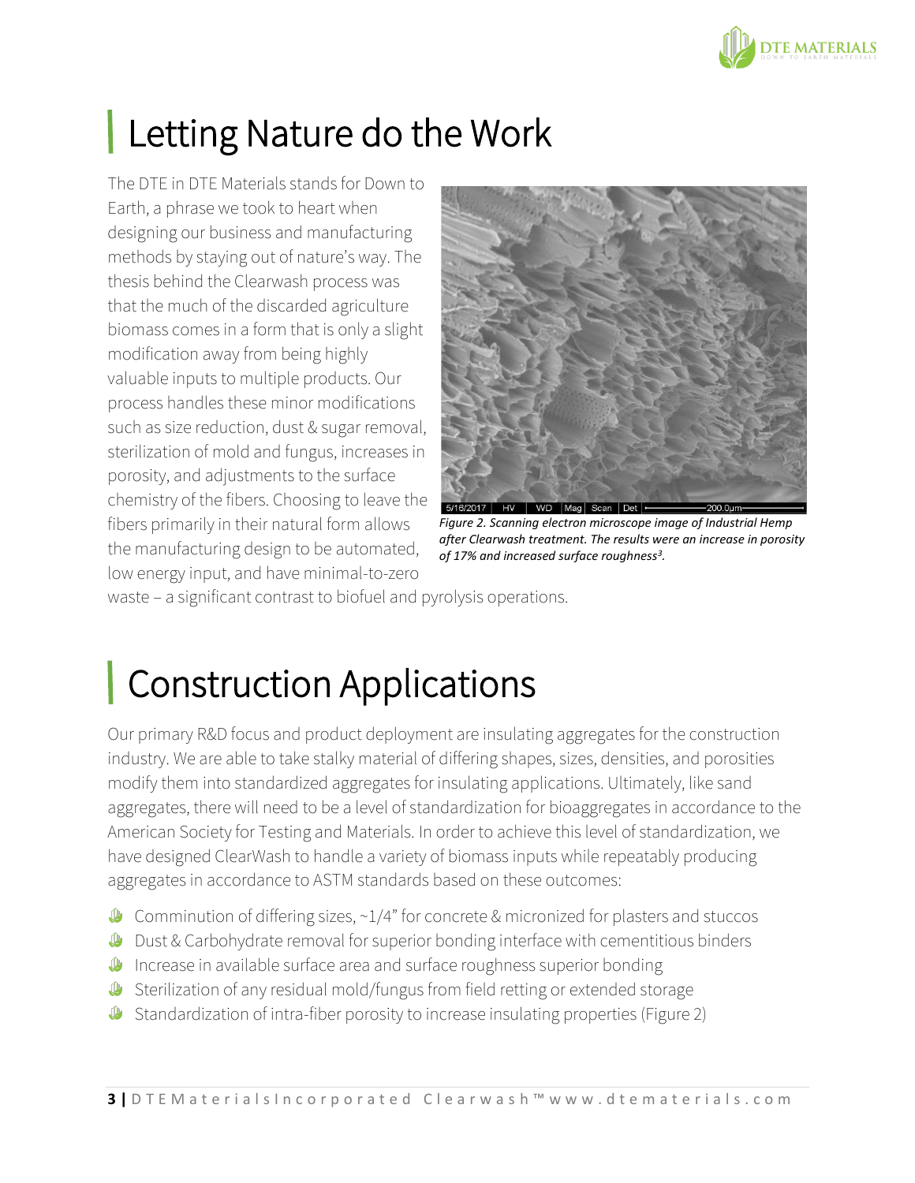# Letting Nature do the Work

The DTE in DTE Materials stands for Down to Earth, a phrase we took to heart when designing our business and manufacturing methods by staying out of nature's way. The thesis behind the Clearwash process was that the much of the discarded agriculture biomass comes in a form that is only a slight modification away from being highly valuable inputs to multiple products. Our process handles these minor modifications such as size reduction, dust & sugar removal, sterilization of mold and fungus, increases in porosity, and adjustments to the surface chemistry of the fibers. Choosing to leave the fibers primarily in their natural form allows the manufacturing design to be automated, low energy input, and have minimal-to-zero waste – a significant contrast to biofuel and pyrolysis operations.

*Figure 2. Scanning electron microscope image of Industrial Hemp after Clearwash treatment. The results were an increase in porosity of 17% and increased surface roughness[3].*

# Construction Applications

Our primary R&D focus and product deployment are insulating aggregates for the construction industry. We are able to take stalky material of differing shapes, sizes, densities, and porosities modify them into standardized aggregates for insulating applications. Ultimately, like sand aggregates, there will need to be a level of standardization for bioaggregates in accordance to the American Society for Testing and Materials. In order to achieve this level of standardization, we have designed ClearWash to handle a variety of biomass inputs while repeatably producing aggregates in accordance to ASTM standards based on these outcomes:

- Comminution of differing sizes, ~1/4" for concrete & micronized for plasters and stuccos
- Dust & Carbohydrate removal for superior bonding interface with cementitious binders
- Increase in available surface area and surface roughness superior bonding
- Sterilization of any residual mold/fungus from field retting or extended storage
- Standardization of intra-fiber porosity to increase insulating properties (Figure 2)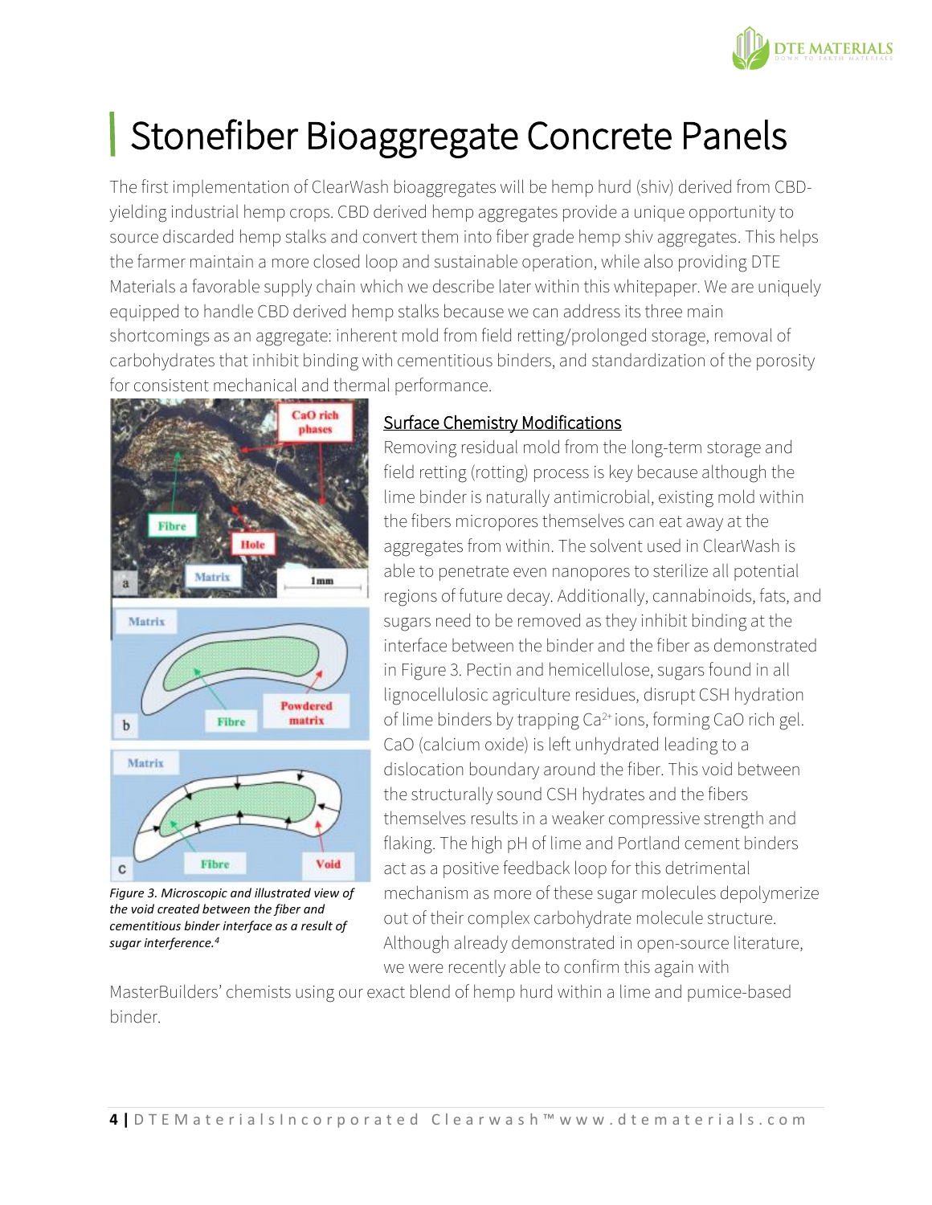# Stonefiber Bioaggregate Concrete Panels

The first implementation of ClearWash bioaggregates will be hemp hurd (shiv) derived from CBD-yielding industrial hemp crops. CBD derived hemp aggregates provide a unique opportunity to source discarded hemp stalks and convert them into fiber grade hemp shiv aggregates. This helps the farmer maintain a more closed loop and sustainable operation, while also providing DTE Materials a favorable supply chain which we describe later within this whitepaper. We are uniquely equipped to handle CBD derived hemp stalks because we can address its three main shortcomings as an aggregate: inherent mold from field retting/prolonged storage, removal of carbohydrates that inhibit binding with cementitious binders, and standardization of the porosity for consistent mechanical and thermal performance.

*Figure 3. Microscopic and illustrated view of the void created between the fiber and cementitious binder interface as a result of sugar interference.[4]*

## Surface Chemistry Modifications

Removing residual mold from the long-term storage and field retting (rotting) process is key because although the lime binder is naturally antimicrobial, existing mold within the fibers micropores themselves can eat away at the aggregates from within. The solvent used in ClearWash is able to penetrate even nanopores to sterilize all potential regions of future decay. Additionally, cannabinoids, fats, and sugars need to be removed as they inhibit binding at the interface between the binder and the fiber as demonstrated in Figure 3. Pectin and hemicellulose, sugars found in all lignocellulosic agriculture residues, disrupt CSH hydration of lime binders by trapping $Ca^{2+}$ ions, forming CaO rich gel. CaO (calcium oxide) is left unhydrated leading to a dislocation boundary around the fiber. This void between the structurally sound CSH hydrates and the fibers themselves results in a weaker compressive strength and flaking. The high pH of lime and Portland cement binders act as a positive feedback loop for this detrimental mechanism as more of these sugar molecules depolymerize out of their complex carbohydrate molecule structure. Although already demonstrated in open-source literature, we were recently able to confirm this again with MasterBuilders' chemists using our exact blend of hemp hurd within a lime and pumice-based binder.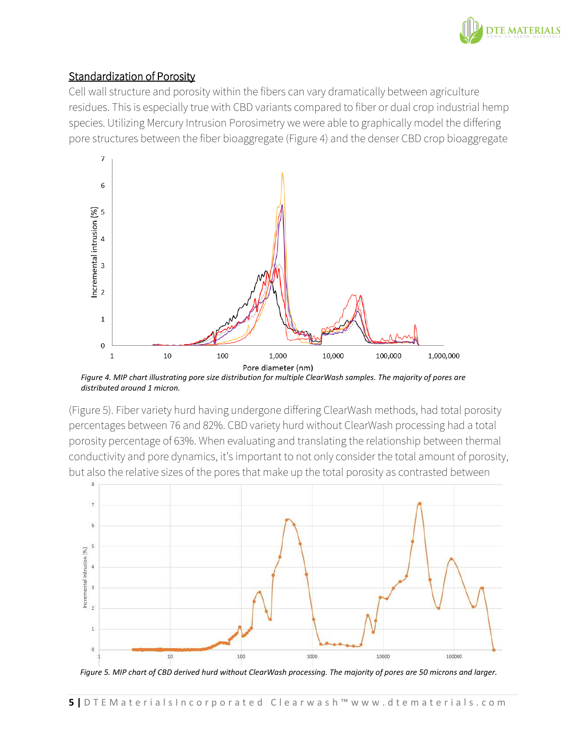## Standardization of Porosity

Cell wall structure and porosity within the fibers can vary dramatically between agriculture residues. This is especially true with CBD variants compared to fiber or dual crop industrial hemp species. Utilizing Mercury Intrusion Porosimetry we were able to graphically model the differing pore structures between the fiber bioaggregate (Figure 4) and the denser CBD crop bioaggregate

*Figure 4. MIP chart illustrating pore size distribution for multiple ClearWash samples. The majority of pores are distributed around 1 micron.*

(Figure 5). Fiber variety hurd having undergone differing ClearWash methods, had total porosity percentages between 76 and 82%. CBD variety hurd without ClearWash processing had a total porosity percentage of 63%. When evaluating and translating the relationship between thermal conductivity and pore dynamics, it's important to not only consider the total amount of porosity, but also the relative sizes of the pores that make up the total porosity as contrasted between

*Figure 5. MIP chart of CBD derived hurd without ClearWash processing. The majority of pores are 50 microns and larger.*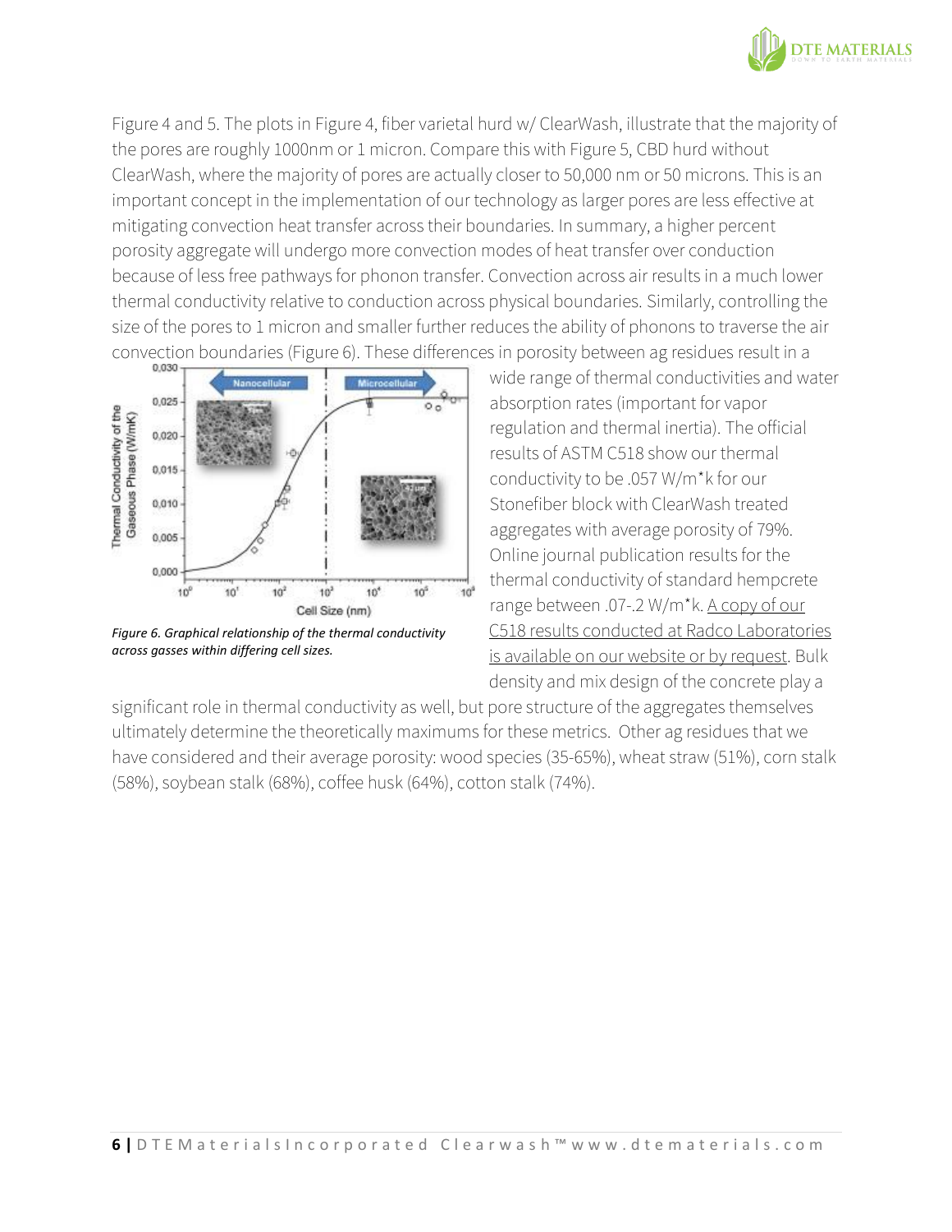Figure 4 and 5. The plots in Figure 4, fiber varietal hurd w/ ClearWash, illustrate that the majority of the pores are roughly 1000nm or 1 micron. Compare this with Figure 5, CBD hurd without ClearWash, where the majority of pores are actually closer to 50,000 nm or 50 microns. This is an important concept in the implementation of our technology as larger pores are less effective at mitigating convection heat transfer across their boundaries. In summary, a higher percent porosity aggregate will undergo more convection modes of heat transfer over conduction because of less free pathways for phonon transfer. Convection across air results in a much lower thermal conductivity relative to conduction across physical boundaries. Similarly, controlling the size of the pores to 1 micron and smaller further reduces the ability of phonons to traverse the air convection boundaries (Figure 6). These differences in porosity between ag residues result in a wide range of thermal conductivities and water absorption rates (important for vapor regulation and thermal inertia). The official results of ASTM C518 show our thermal conductivity to be .057 W/m*k for our Stonefiber block with ClearWash treated aggregates with average porosity of 79%. Online journal publication results for the thermal conductivity of standard hempcrete range between .07-.2 W/m*k. A copy of our C518 results conducted at Radco Laboratories is available on our website or by request. Bulk density and mix design of the concrete play a significant role in thermal conductivity as well, but pore structure of the aggregates themselves ultimately determine the theoretically maximums for these metrics. Other ag residues that we have considered and their average porosity: wood species (35-65%), wheat straw (51%), corn stalk (58%), soybean stalk (68%), coffee husk (64%), cotton stalk (74%).

Nanocellular

Microcellular

Thermal Conductivity of the Gaseous Phase (W/mK)

0,030
0,025
0,020
0,015
0,010
0,005
0,000

$10^0$ $10^1$ $10^2$ $10^3$ $10^4$ $10^5$ $10^6$

Cell Size (nm)

*Figure 6. Graphical relationship of the thermal conductivity across gasses within differing cell sizes.*